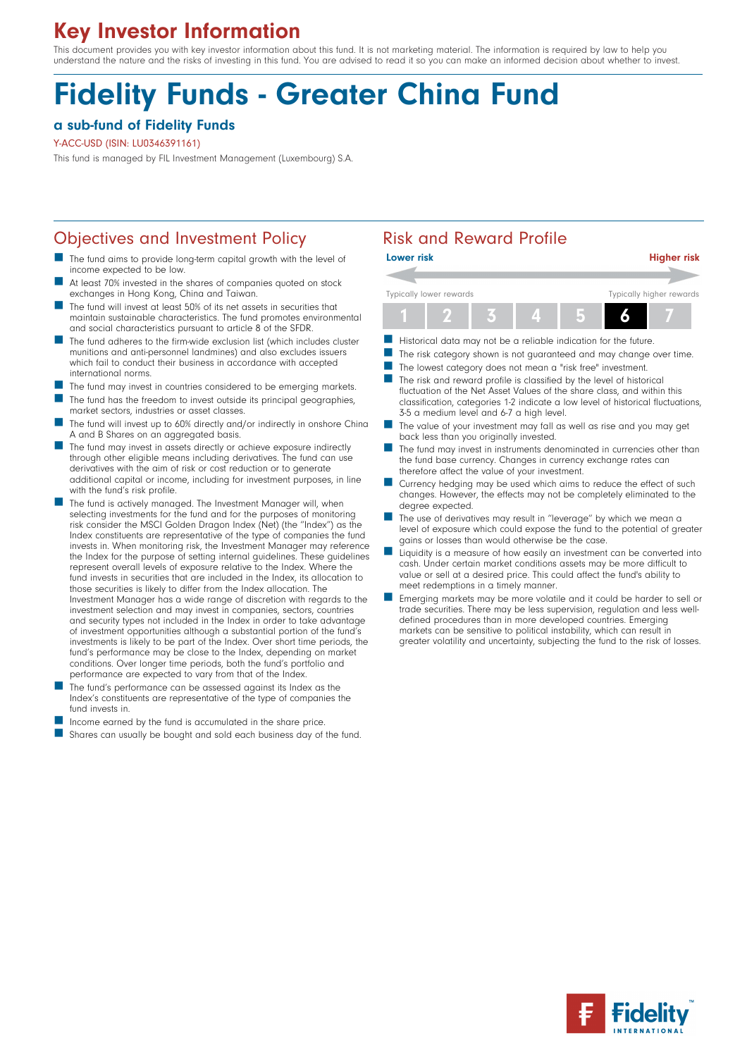# Key Investor Information

This document provides you with key investor information about this fund. It is not marketing material. The information is required by law to help you understand the nature and the risks of investing in this fund. You are advised to read it so you can make an informed decision about whether to invest.

# Fidelity Funds - Greater China Fund

### a sub-fund of Fidelity Funds

Y-ACC-USD (ISIN: LU0346391161)

This fund is managed by FIL Investment Management (Luxembourg) S.A.

## Objectives and Investment Policy

- The fund aims to provide long-term capital growth with the level of income expected to be low.
- At least 70% invested in the shares of companies quoted on stock exchanges in Hong Kong, China and Taiwan.
- The fund will invest at least 50% of its net assets in securities that maintain sustainable characteristics. The fund promotes environmental and social characteristics pursuant to article 8 of the SFDR.
- The fund adheres to the firm-wide exclusion list (which includes cluster munitions and anti-personnel landmines) and also excludes issuers which fail to conduct their business in accordance with accepted international norms.
- The fund may invest in countries considered to be emerging markets.
- The fund has the freedom to invest outside its principal geographies, market sectors, industries or asset classes.
- The fund will invest up to 60% directly and/or indirectly in onshore China A and B Shares on an aggregated basis.
- The fund may invest in assets directly or achieve exposure indirectly through other eligible means including derivatives. The fund can use derivatives with the aim of risk or cost reduction or to generate additional capital or income, including for investment purposes, in line with the fund's risk profile.
- The fund is actively managed. The Investment Manager will, when selecting investments for the fund and for the purposes of monitoring risk consider the MSCI Golden Dragon Index (Net) (the "Index") as the Index constituents are representative of the type of companies the fund invests in. When monitoring risk, the Investment Manager may reference the Index for the purpose of setting internal guidelines. These guidelines represent overall levels of exposure relative to the Index. Where the fund invests in securities that are included in the Index, its allocation to those securities is likely to differ from the Index allocation. The Investment Manager has a wide range of discretion with regards to the investment selection and may invest in companies, sectors, countries and security types not included in the Index in order to take advantage of investment opportunities although a substantial portion of the fund's investments is likely to be part of the Index. Over short time periods, the fund's performance may be close to the Index, depending on market conditions. Over longer time periods, both the fund's portfolio and performance are expected to vary from that of the Index.
- The fund's performance can be assessed against its Index as the Index's constituents are representative of the type of companies the fund invests in.
- Income earned by the fund is accumulated in the share price.
- Shares can usually be bought and sold each business day of the fund.

## Risk and Reward Profile

Lower risk

Higher risk

Typically lower rewards

Typically higher rewards

1 2 3 4 5 **6** 7

- Historical data may not be a reliable indication for the future.
- The risk category shown is not guaranteed and may change over time.
- The lowest category does not mean a "risk free" investment.
- The risk and reward profile is classified by the level of historical fluctuation of the Net Asset Values of the share class, and within this classification, categories 1-2 indicate a low level of historical fluctuations, 3-5 a medium level and 6-7 a high level.
- The value of your investment may fall as well as rise and you may get back less than you originally invested.
- The fund may invest in instruments denominated in currencies other than the fund base currency. Changes in currency exchange rates can therefore affect the value of your investment.
- Currency hedging may be used which aims to reduce the effect of such changes. However, the effects may not be completely eliminated to the degree expected.
- The use of derivatives may result in "leverage" by which we mean a level of exposure which could expose the fund to the potential of greater gains or losses than would otherwise be the case.
- Liquidity is a measure of how easily an investment can be converted into cash. Under certain market conditions assets may be more difficult to value or sell at a desired price. This could affect the fund's ability to meet redemptions in a timely manner.
- Emerging markets may be more volatile and it could be harder to sell or trade securities. There may be less supervision, regulation and less well-defined procedures than in more developed countries. Emerging markets can be sensitive to political instability, which can result in greater volatility and uncertainty, subjecting the fund to the risk of losses.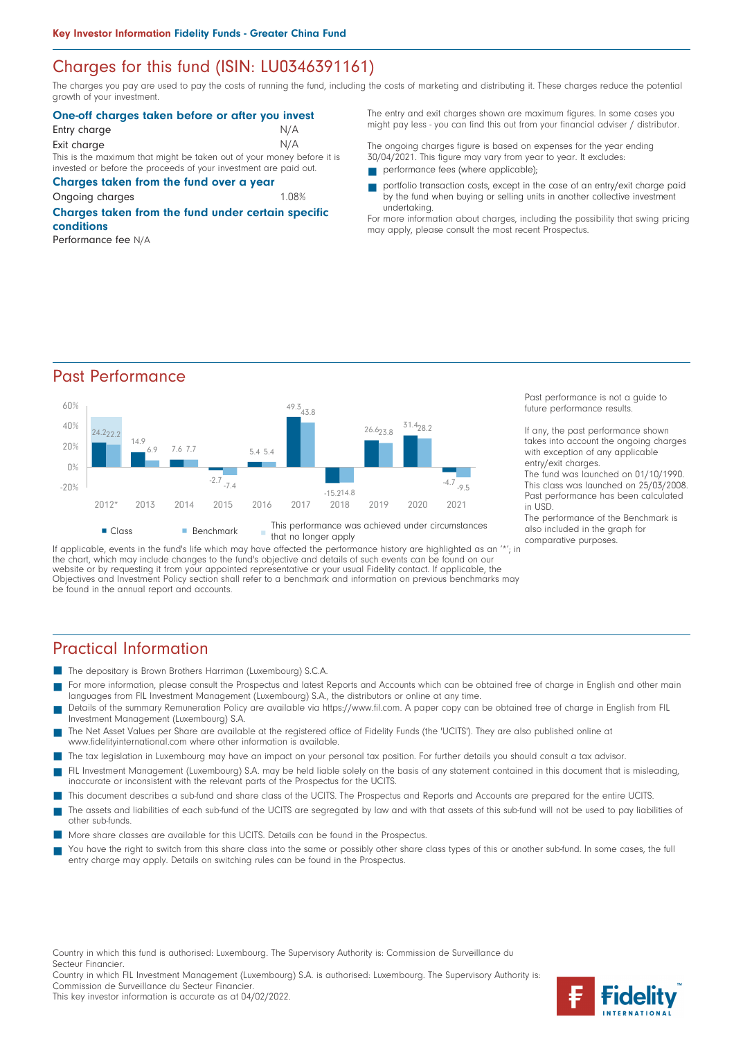Key Investor Information Fidelity Funds - Greater China Fund

## Charges for this fund (ISIN: LU0346391161)

The charges you pay are used to pay the costs of running the fund, including the costs of marketing and distributing it. These charges reduce the potential growth of your investment.

### One-off charges taken before or after you invest

| | |
|---|---|
| Entry charge | N/A |
| Exit charge | N/A |

This is the maximum that might be taken out of your money before it is invested or before the proceeds of your investment are paid out.

### Charges taken from the fund over a year

| | |
|---|---|
| Ongoing charges | 1.08% |

### Charges taken from the fund under certain specific conditions

Performance fee N/A

The entry and exit charges shown are maximum figures. In some cases you might pay less - you can find this out from your financial adviser / distributor.

The ongoing charges figure is based on expenses for the year ending 30/04/2021. This figure may vary from year to year. It excludes:

- performance fees (where applicable);
- portfolio transaction costs, except in the case of an entry/exit charge paid by the fund when buying or selling units in another collective investment undertaking.

For more information about charges, including the possibility that swing pricing may apply, please consult the most recent Prospectus.

## Past Performance

60%
40%
20%
0%
-20%

2012*: 24.2 22.2
2013: 14.9 6.9
2014: 7.6 7.7
2015: -2.7 -7.4
2016: 5.4 5.4
2017: 49.3 43.8
2018: -15.2 14.8
2019: 26.6 23.8
2020: 31.4 28.2
2021: -4.7 -9.5

Class
Benchmark
This performance was achieved under circumstances that no longer apply

If applicable, events in the fund's life which may have affected the performance history are highlighted as an '*'; in the chart, which may include changes to the fund's objective and details of such events can be found on our website or by requesting it from your appointed representative or your usual Fidelity contact. If applicable, the Objectives and Investment Policy section shall refer to a benchmark and information on previous benchmarks may be found in the annual report and accounts.

Past performance is not a guide to future performance results.

If any, the past performance shown takes into account the ongoing charges with exception of any applicable entry/exit charges.
The fund was launched on 01/10/1990.
This class was launched on 25/03/2008.
Past performance has been calculated in USD.
The performance of the Benchmark is also included in the graph for comparative purposes.

## Practical Information

- The depositary is Brown Brothers Harriman (Luxembourg) S.C.A.
- For more information, please consult the Prospectus and latest Reports and Accounts which can be obtained free of charge in English and other main languages from FIL Investment Management (Luxembourg) S.A., the distributors or online at any time.
- Details of the summary Remuneration Policy are available via https://www.fil.com. A paper copy can be obtained free of charge in English from FIL Investment Management (Luxembourg) S.A.
- The Net Asset Values per Share are available at the registered office of Fidelity Funds (the 'UCITS'). They are also published online at www.fidelityinternational.com where other information is available.
- The tax legislation in Luxembourg may have an impact on your personal tax position. For further details you should consult a tax advisor.
- FIL Investment Management (Luxembourg) S.A. may be held liable solely on the basis of any statement contained in this document that is misleading, inaccurate or inconsistent with the relevant parts of the Prospectus for the UCITS.
- This document describes a sub-fund and share class of the UCITS. The Prospectus and Reports and Accounts are prepared for the entire UCITS.
- The assets and liabilities of each sub-fund of the UCITS are segregated by law and with that assets of this sub-fund will not be used to pay liabilities of other sub-funds.
- More share classes are available for this UCITS. Details can be found in the Prospectus.
- You have the right to switch from this share class into the same or possibly other share class types of this or another sub-fund. In some cases, the full entry charge may apply. Details on switching rules can be found in the Prospectus.

Country in which this fund is authorised: Luxembourg. The Supervisory Authority is: Commission de Surveillance du Secteur Financier.
Country in which FIL Investment Management (Luxembourg) S.A. is authorised: Luxembourg. The Supervisory Authority is: Commission de Surveillance du Secteur Financier.
This key investor information is accurate as at 04/02/2022.